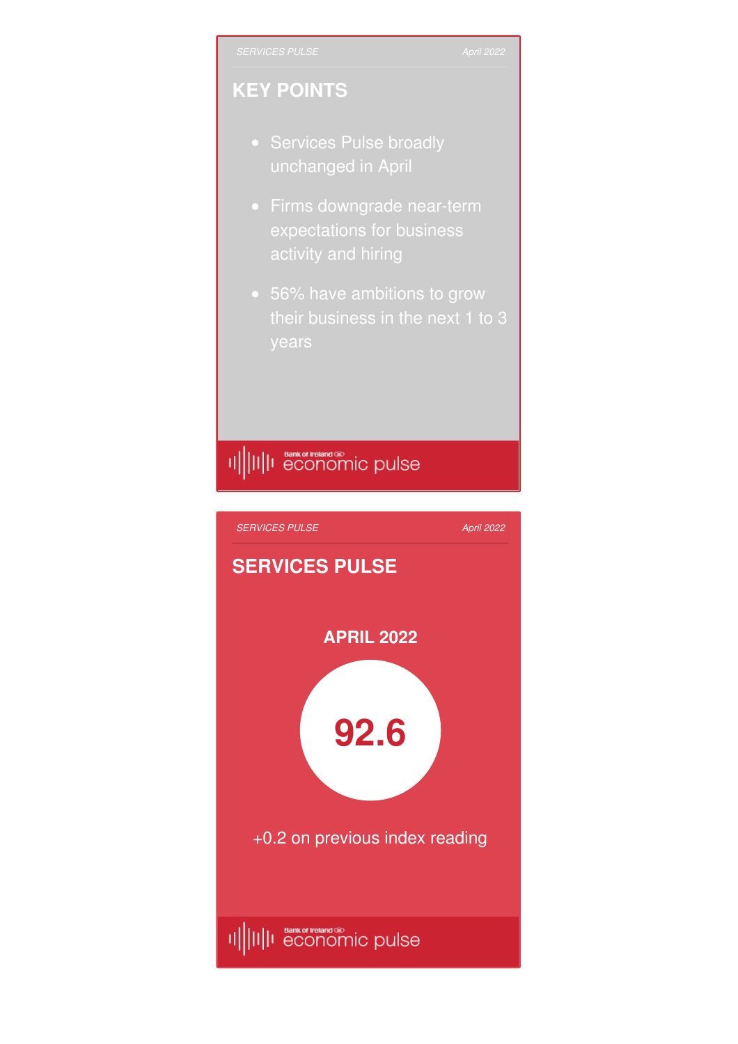## KEY POINTS

- Services Pulse broadly unchanged in April
- Firms downgrade near-term expectations for business activity and hiring
- 56% have ambitions to grow their business in the next 1 to 3 years

## SERVICES PULSE

**APRIL 2022**

**92.6**

+0.2 on previous index reading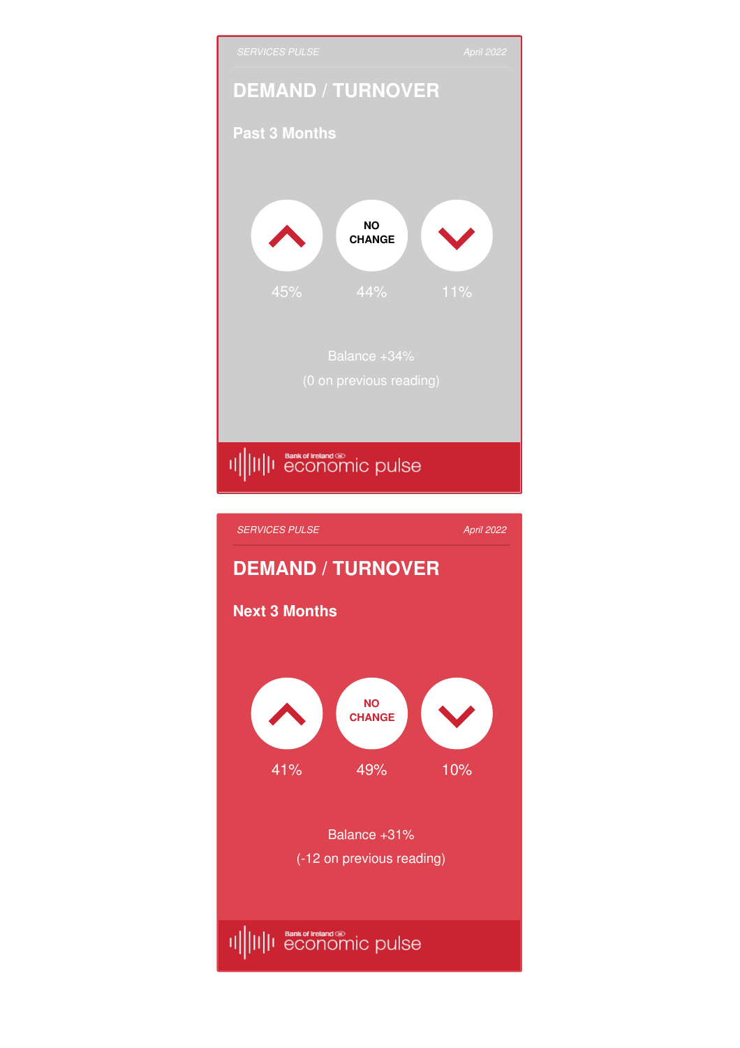SERVICES PULSE April 2022

## DEMAND / TURNOVER

### Past 3 Months

| Up | NO CHANGE | Down |
| --- | --- | --- |
| 45% | 44% | 11% |

Balance +34%

(0 on previous reading)

Bank of Ireland economic pulse

SERVICES PULSE April 2022

## DEMAND / TURNOVER

### Next 3 Months

| Up | NO CHANGE | Down |
| --- | --- | --- |
| 41% | 49% | 10% |

Balance +31%

(-12 on previous reading)

Bank of Ireland economic pulse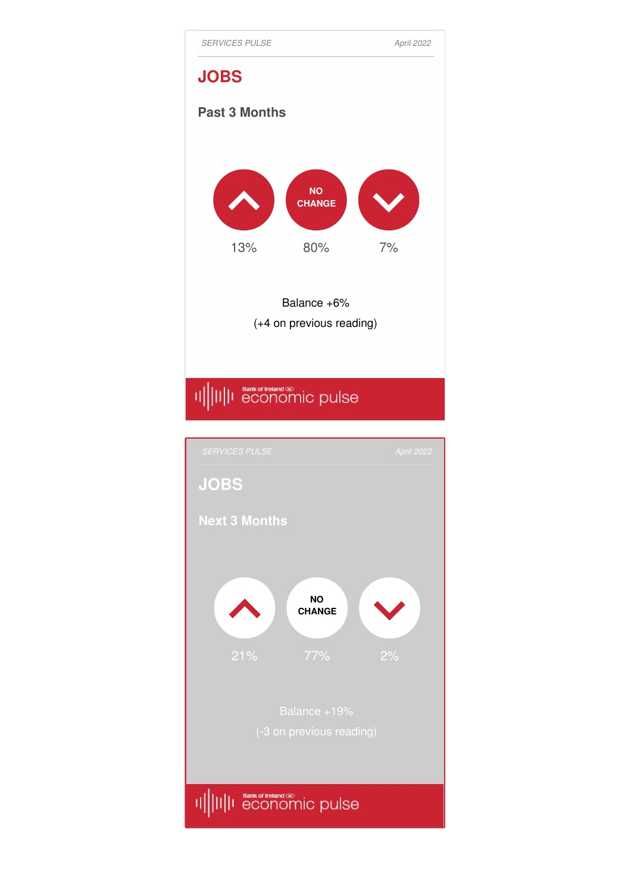SERVICES PULSE — April 2022

## JOBS

### Past 3 Months

| ↑ | NO CHANGE | ↓ |
|---|---|---|
| 13% | 80% | 7% |

Balance +6%

(+4 on previous reading)

Bank of Ireland economic pulse

SERVICES PULSE — April 2022

## JOBS

### Next 3 Months

| ↑ | NO CHANGE | ↓ |
|---|---|---|
| 21% | 77% | 2% |

Balance +19%

(-3 on previous reading)

Bank of Ireland economic pulse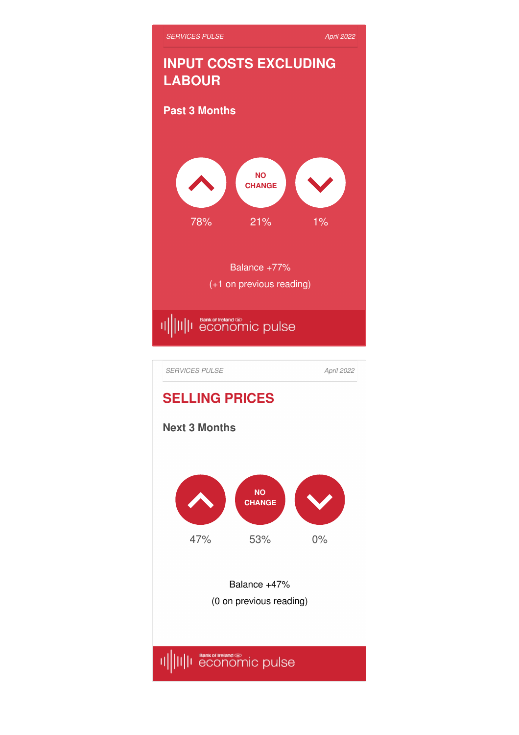*SERVICES PULSE* *April 2022*

# INPUT COSTS EXCLUDING LABOUR

**Past 3 Months**

| Up | NO CHANGE | Down |
|---|---|---|
| 78% | 21% | 1% |

Balance +77%

(+1 on previous reading)

Bank of Ireland economic pulse

*SERVICES PULSE* *April 2022*

# SELLING PRICES

**Next 3 Months**

| Up | NO CHANGE | Down |
|---|---|---|
| 47% | 53% | 0% |

Balance +47%

(0 on previous reading)

Bank of Ireland economic pulse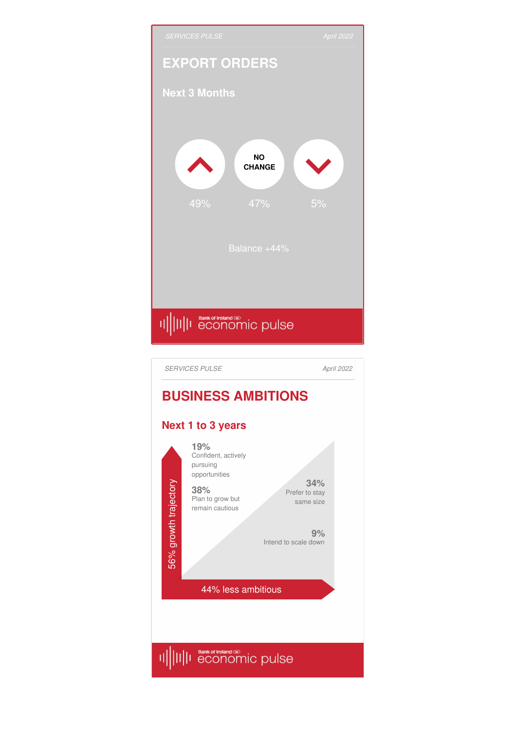SERVICES PULSE

April 2022

## EXPORT ORDERS

### Next 3 Months

NO CHANGE

49%

47%

5%

Balance +44%

Bank of Ireland economic pulse

SERVICES PULSE

April 2022

## BUSINESS AMBITIONS

### Next 1 to 3 years

**19%**
Confident, actively pursuing opportunities

**38%**
Plan to grow but remain cautious

**34%**
Prefer to stay same size

**9%**
Intend to scale down

56% growth trajectory

44% less ambitious

Bank of Ireland economic pulse